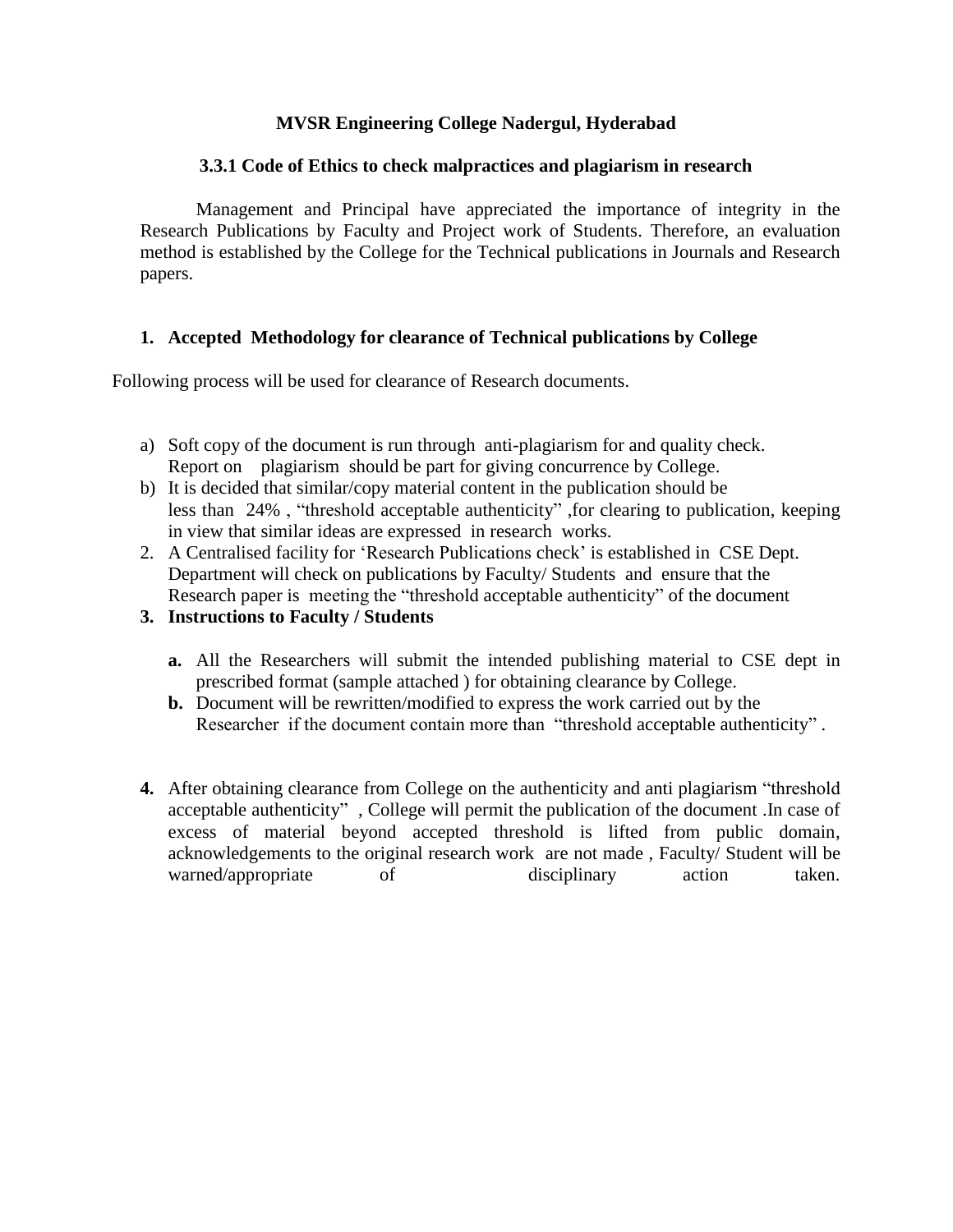**MVSR Engineering College Nadergul, Hyderabad**

**3.3.1 Code of Ethics to check malpractices and plagiarism in research**

Management and Principal have appreciated the importance of integrity in the Research Publications by Faculty and Project work of Students. Therefore, an evaluation method is established by the College for the Technical publications in Journals and Research papers.

1. **Accepted Methodology for clearance of Technical publications by College**

Following process will be used for clearance of Research documents.

a) Soft copy of the document is run through anti-plagiarism for and quality check. Report on plagiarism should be part for giving concurrence by College.

b) It is decided that similar/copy material content in the publication should be less than 24% , "threshold acceptable authenticity" ,for clearing to publication, keeping in view that similar ideas are expressed in research works.

2. A Centralised facility for 'Research Publications check' is established in CSE Dept. Department will check on publications by Faculty/ Students and ensure that the Research paper is meeting the "threshold acceptable authenticity" of the document

3. **Instructions to Faculty / Students**

   **a.** All the Researchers will submit the intended publishing material to CSE dept in prescribed format (sample attached ) for obtaining clearance by College.

   **b.** Document will be rewritten/modified to express the work carried out by the Researcher if the document contain more than "threshold acceptable authenticity" .

4. After obtaining clearance from College on the authenticity and anti plagiarism "threshold acceptable authenticity" , College will permit the publication of the document .In case of excess of material beyond accepted threshold is lifted from public domain, acknowledgements to the original research work are not made , Faculty/ Student will be warned/appropriate of disciplinary action taken.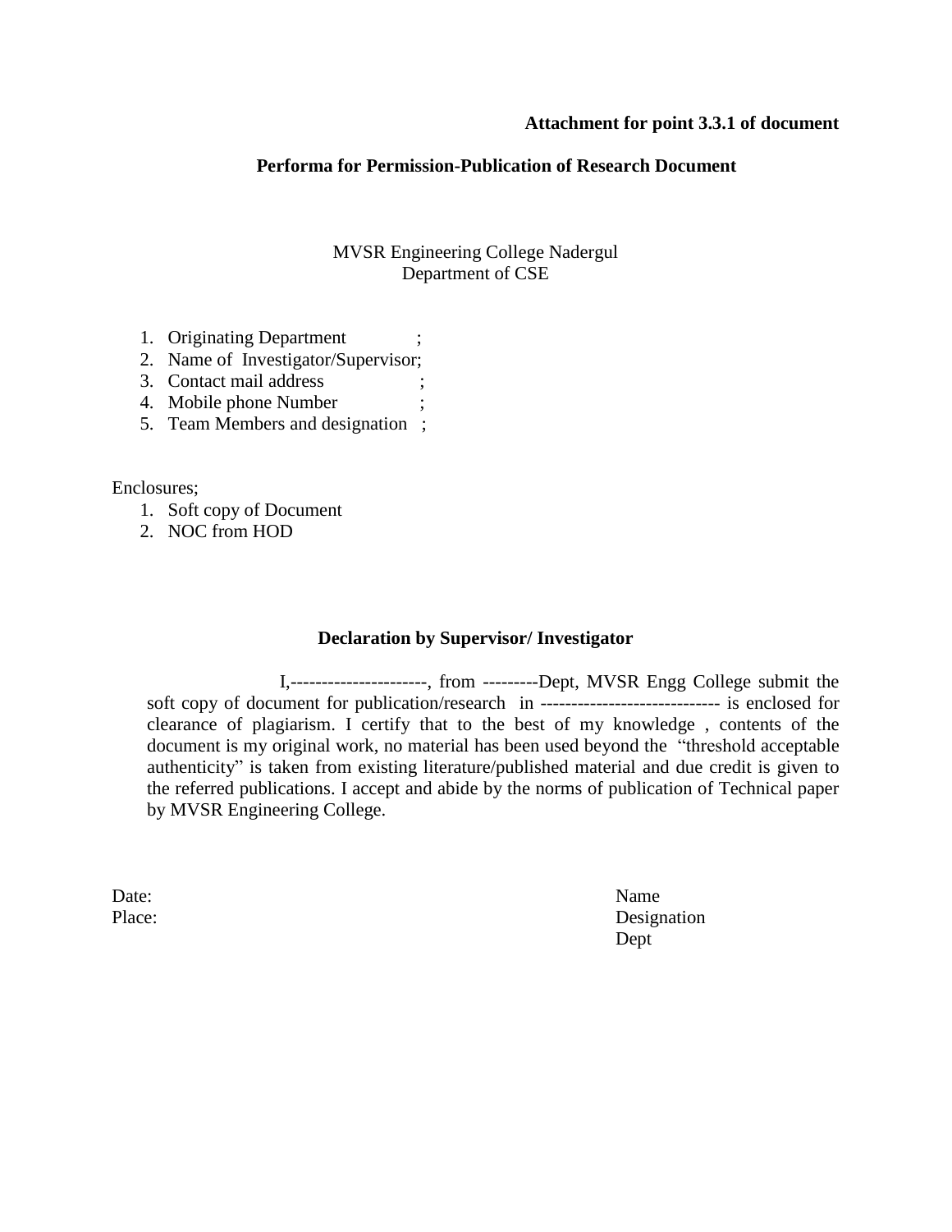**Attachment for point 3.3.1 of document**

**Performa for Permission-Publication of Research Document**

MVSR Engineering College Nadergul
Department of CSE

1. Originating Department ;
2. Name of Investigator/Supervisor;
3. Contact mail address ;
4. Mobile phone Number ;
5. Team Members and designation ;

Enclosures;

1. Soft copy of Document
2. NOC from HOD

**Declaration by Supervisor/ Investigator**

I,----------------------, from ---------Dept, MVSR Engg College submit the soft copy of document for publication/research in ----------------------------- is enclosed for clearance of plagiarism. I certify that to the best of my knowledge , contents of the document is my original work, no material has been used beyond the "threshold acceptable authenticity" is taken from existing literature/published material and due credit is given to the referred publications. I accept and abide by the norms of publication of Technical paper by MVSR Engineering College.

Date:
Place:

Name
Designation
Dept